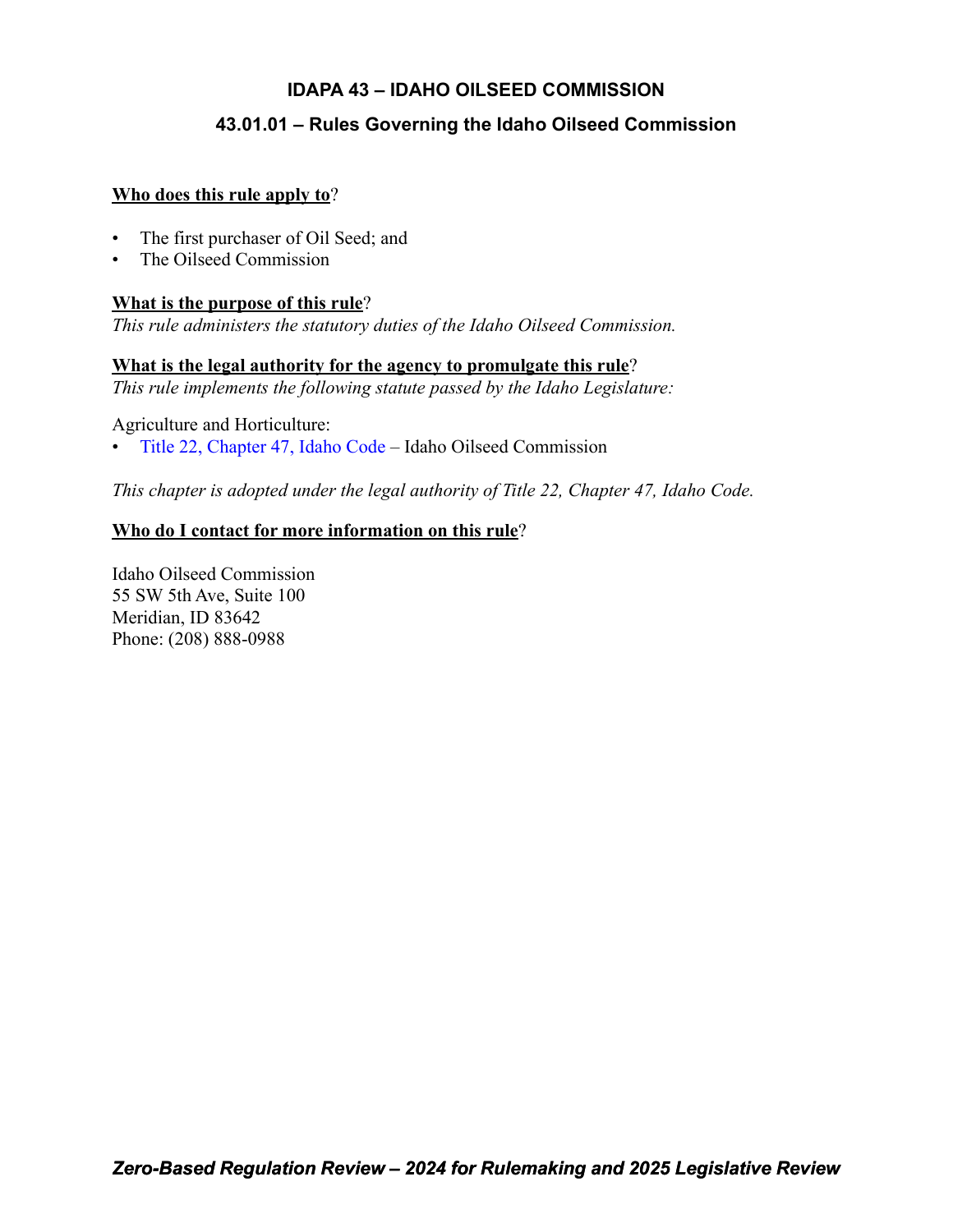# IDAPA 43 – IDAHO OILSEED COMMISSION

## 43.01.01 – Rules Governing the Idaho Oilseed Commission

**Who does this rule apply to?**

- The first purchaser of Oil Seed; and
- The Oilseed Commission

**What is the purpose of this rule?**

*This rule administers the statutory duties of the Idaho Oilseed Commission.*

**What is the legal authority for the agency to promulgate this rule?**

*This rule implements the following statute passed by the Idaho Legislature:*

Agriculture and Horticulture:

- Title 22, Chapter 47, Idaho Code – Idaho Oilseed Commission

*This chapter is adopted under the legal authority of Title 22, Chapter 47, Idaho Code.*

**Who do I contact for more information on this rule?**

Idaho Oilseed Commission
55 SW 5th Ave, Suite 100
Meridian, ID 83642
Phone: (208) 888-0988

***Zero-Based Regulation Review – 2024 for Rulemaking and 2025 Legislative Review***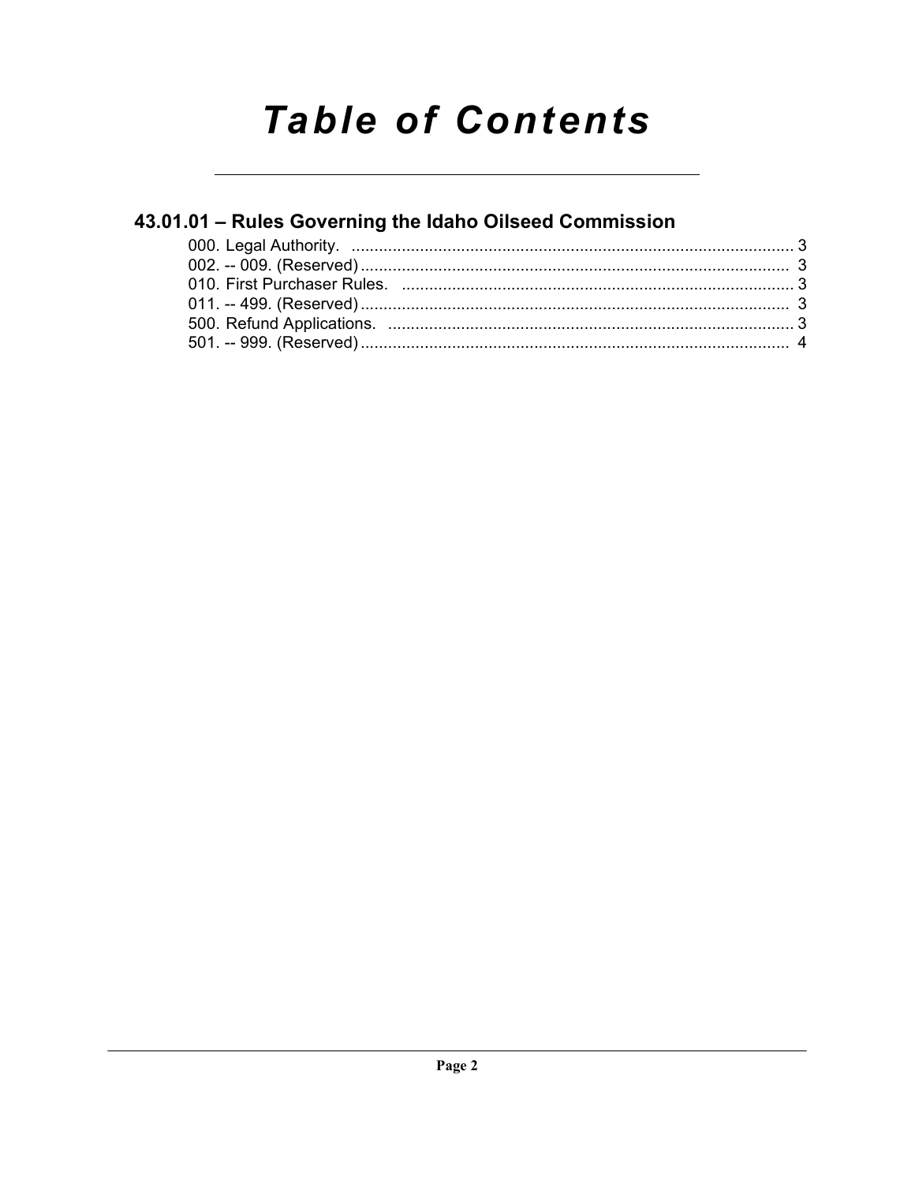# Table of Contents

## 43.01.01 – Rules Governing the Idaho Oilseed Commission

000. Legal Authority. ................................................................................................ 3
002. -- 009. (Reserved) ............................................................................................ 3
010. First Purchaser Rules. ...................................................................................... 3
011. -- 499. (Reserved) ............................................................................................ 3
500. Refund Applications. ........................................................................................ 3
501. -- 999. (Reserved) ............................................................................................ 4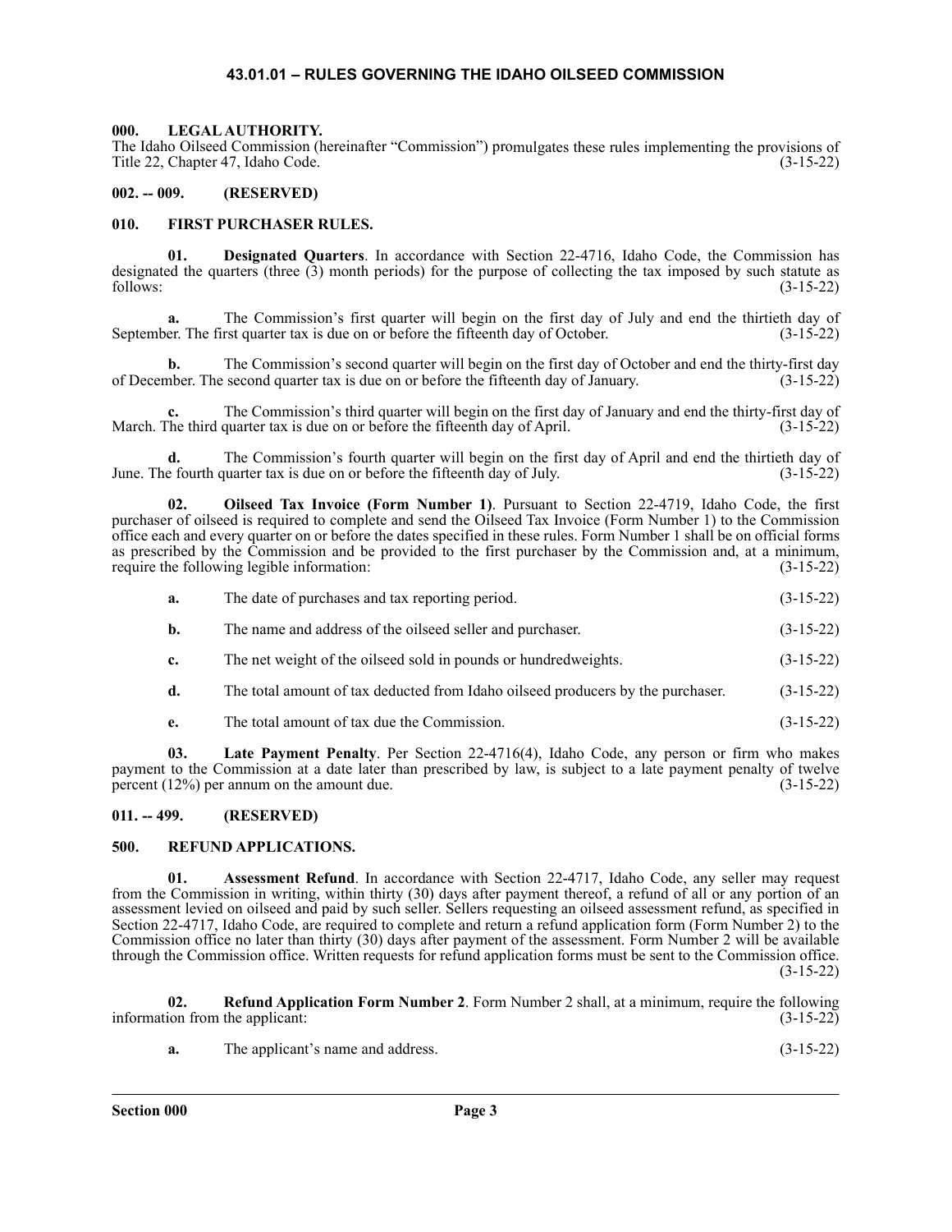# 43.01.01 – RULES GOVERNING THE IDAHO OILSEED COMMISSION

### 000. LEGAL AUTHORITY.

The Idaho Oilseed Commission (hereinafter "Commission") promulgates these rules implementing the provisions of Title 22, Chapter 47, Idaho Code. (3-15-22)

### 002. -- 009. (RESERVED)

### 010. FIRST PURCHASER RULES.

**01. Designated Quarters**. In accordance with Section 22-4716, Idaho Code, the Commission has designated the quarters (three (3) month periods) for the purpose of collecting the tax imposed by such statute as follows: (3-15-22)

**a.** The Commission's first quarter will begin on the first day of July and end the thirtieth day of September. The first quarter tax is due on or before the fifteenth day of October. (3-15-22)

**b.** The Commission's second quarter will begin on the first day of October and end the thirty-first day of December. The second quarter tax is due on or before the fifteenth day of January. (3-15-22)

**c.** The Commission's third quarter will begin on the first day of January and end the thirty-first day of March. The third quarter tax is due on or before the fifteenth day of April. (3-15-22)

**d.** The Commission's fourth quarter will begin on the first day of April and end the thirtieth day of June. The fourth quarter tax is due on or before the fifteenth day of July. (3-15-22)

**02. Oilseed Tax Invoice (Form Number 1)**. Pursuant to Section 22-4719, Idaho Code, the first purchaser of oilseed is required to complete and send the Oilseed Tax Invoice (Form Number 1) to the Commission office each and every quarter on or before the dates specified in these rules. Form Number 1 shall be on official forms as prescribed by the Commission and be provided to the first purchaser by the Commission and, at a minimum, require the following legible information: (3-15-22)

**a.** The date of purchases and tax reporting period. (3-15-22)

**b.** The name and address of the oilseed seller and purchaser. (3-15-22)

**c.** The net weight of the oilseed sold in pounds or hundredweights. (3-15-22)

**d.** The total amount of tax deducted from Idaho oilseed producers by the purchaser. (3-15-22)

**e.** The total amount of tax due the Commission. (3-15-22)

**03. Late Payment Penalty**. Per Section 22-4716(4), Idaho Code, any person or firm who makes payment to the Commission at a date later than prescribed by law, is subject to a late payment penalty of twelve percent (12%) per annum on the amount due. (3-15-22)

### 011. -- 499. (RESERVED)

### 500. REFUND APPLICATIONS.

**01. Assessment Refund**. In accordance with Section 22-4717, Idaho Code, any seller may request from the Commission in writing, within thirty (30) days after payment thereof, a refund of all or any portion of an assessment levied on oilseed and paid by such seller. Sellers requesting an oilseed assessment refund, as specified in Section 22-4717, Idaho Code, are required to complete and return a refund application form (Form Number 2) to the Commission office no later than thirty (30) days after payment of the assessment. Form Number 2 will be available through the Commission office. Written requests for refund application forms must be sent to the Commission office. (3-15-22)

**02. Refund Application Form Number 2**. Form Number 2 shall, at a minimum, require the following information from the applicant: (3-15-22)

**a.** The applicant's name and address. (3-15-22)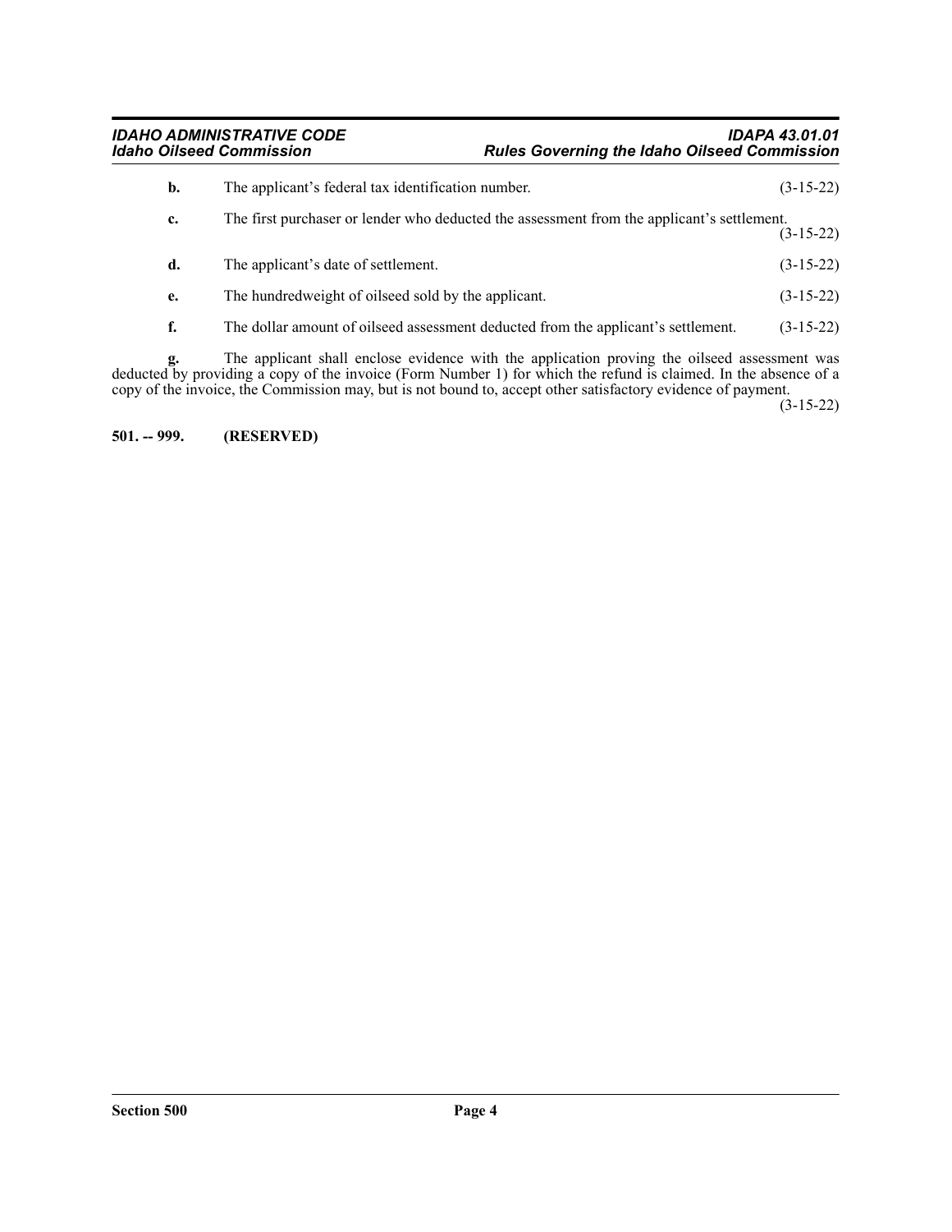**b.** The applicant's federal tax identification number. (3-15-22)

**c.** The first purchaser or lender who deducted the assessment from the applicant's settlement. (3-15-22)

**d.** The applicant's date of settlement. (3-15-22)

**e.** The hundredweight of oilseed sold by the applicant. (3-15-22)

**f.** The dollar amount of oilseed assessment deducted from the applicant's settlement. (3-15-22)

**g.** The applicant shall enclose evidence with the application proving the oilseed assessment was deducted by providing a copy of the invoice (Form Number 1) for which the refund is claimed. In the absence of a copy of the invoice, the Commission may, but is not bound to, accept other satisfactory evidence of payment. (3-15-22)

**501. -- 999. (RESERVED)**